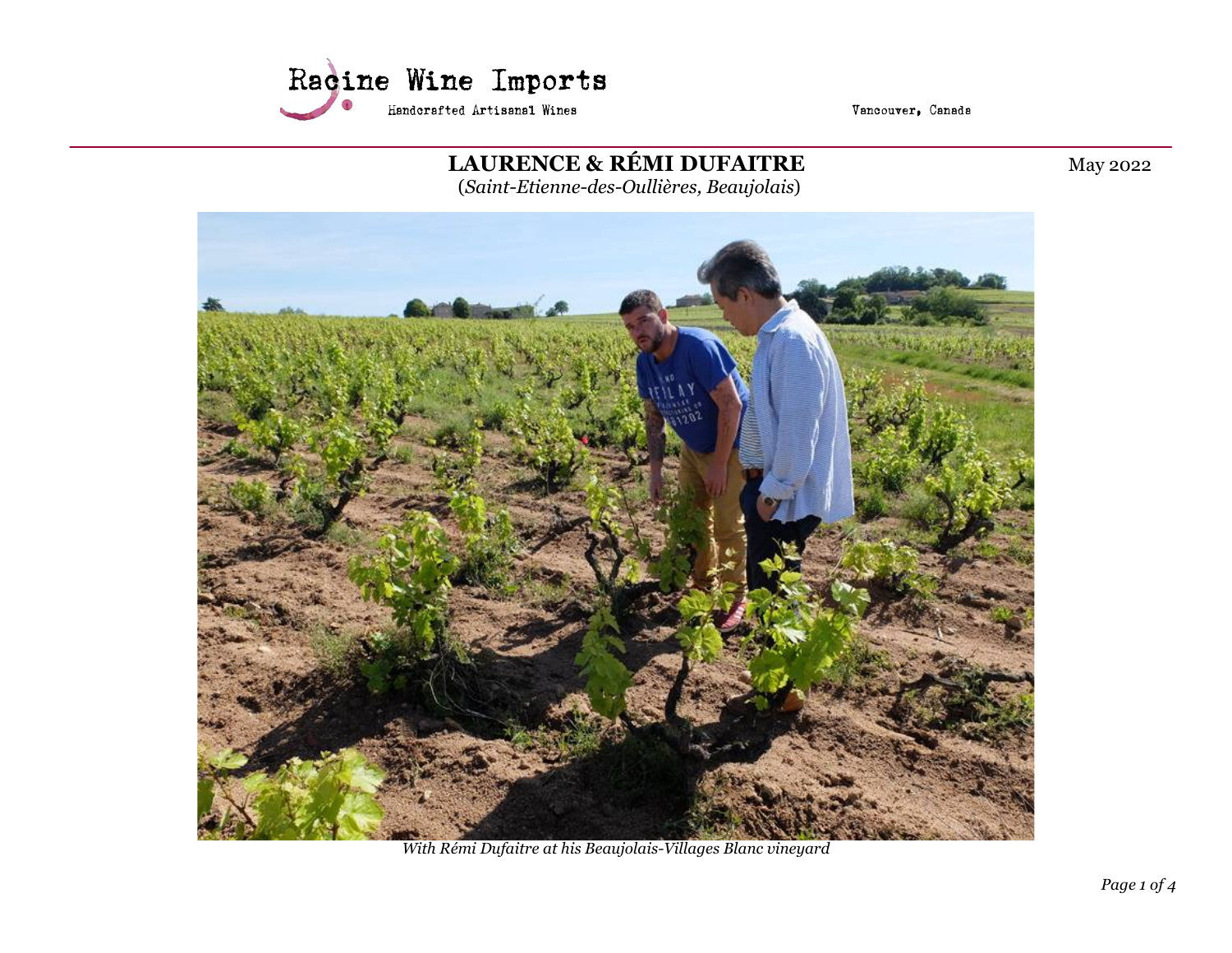Racine Wine Imports

Handcrafted Artisanal Wines

Vancouver, Canada

# LAURENCE & RÉMI DUFAITRE

(*Saint-Etienne-des-Oullières, Beaujolais*)

May 2022

*With Rémi Dufaitre at his Beaujolais-Villages Blanc vineyard*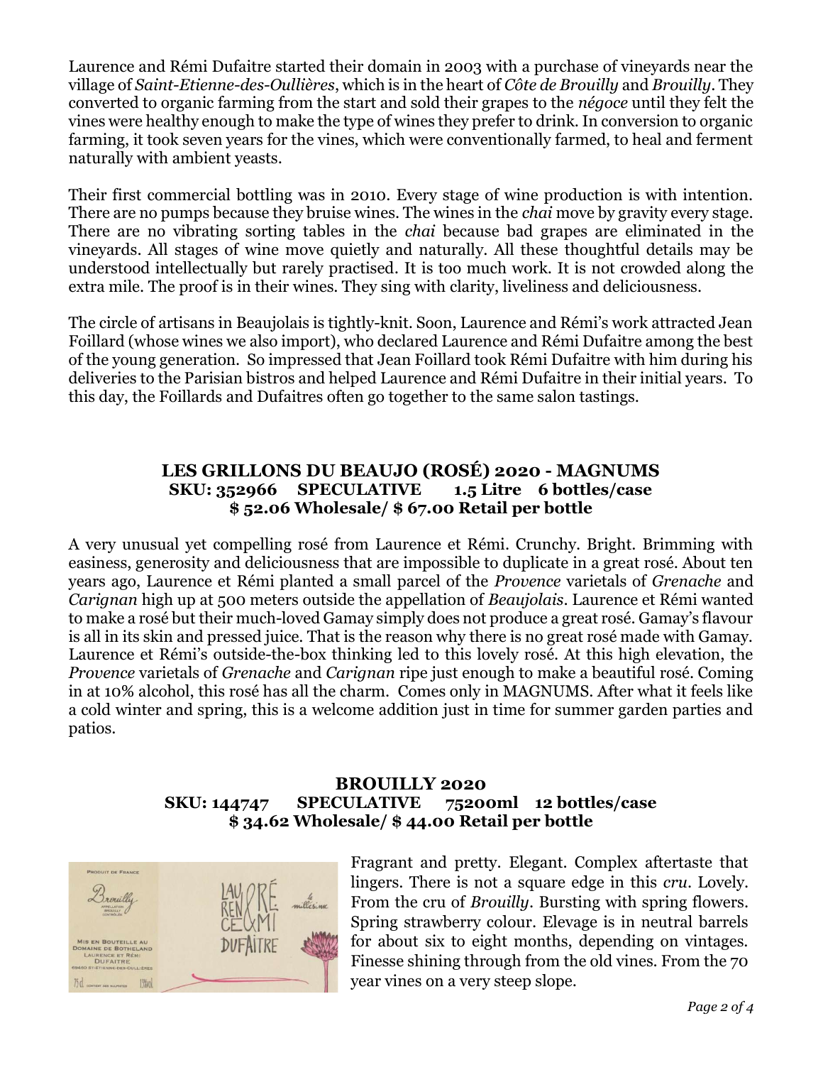Laurence and Rémi Dufaitre started their domain in 2003 with a purchase of vineyards near the village of *Saint-Etienne-des-Oullières*, which is in the heart of *Côte de Brouilly* and *Brouilly*. They converted to organic farming from the start and sold their grapes to the *négoce* until they felt the vines were healthy enough to make the type of wines they prefer to drink. In conversion to organic farming, it took seven years for the vines, which were conventionally farmed, to heal and ferment naturally with ambient yeasts.

Their first commercial bottling was in 2010. Every stage of wine production is with intention. There are no pumps because they bruise wines. The wines in the *chai* move by gravity every stage. There are no vibrating sorting tables in the *chai* because bad grapes are eliminated in the vineyards. All stages of wine move quietly and naturally. All these thoughtful details may be understood intellectually but rarely practised. It is too much work. It is not crowded along the extra mile. The proof is in their wines. They sing with clarity, liveliness and deliciousness.

The circle of artisans in Beaujolais is tightly-knit. Soon, Laurence and Rémi's work attracted Jean Foillard (whose wines we also import), who declared Laurence and Rémi Dufaitre among the best of the young generation. So impressed that Jean Foillard took Rémi Dufaitre with him during his deliveries to the Parisian bistros and helped Laurence and Rémi Dufaitre in their initial years. To this day, the Foillards and Dufaitres often go together to the same salon tastings.

## LES GRILLONS DU BEAUJO (ROSÉ) 2020 - MAGNUMS

**SKU: 352966 SPECULATIVE 1.5 Litre 6 bottles/case**
**$ 52.06 Wholesale/ $ 67.00 Retail per bottle**

A very unusual yet compelling rosé from Laurence et Rémi. Crunchy. Bright. Brimming with easiness, generosity and deliciousness that are impossible to duplicate in a great rosé. About ten years ago, Laurence et Rémi planted a small parcel of the *Provence* varietals of *Grenache* and *Carignan* high up at 500 meters outside the appellation of *Beaujolais*. Laurence et Rémi wanted to make a rosé but their much-loved Gamay simply does not produce a great rosé. Gamay's flavour is all in its skin and pressed juice. That is the reason why there is no great rosé made with Gamay. Laurence et Rémi's outside-the-box thinking led to this lovely rosé. At this high elevation, the *Provence* varietals of *Grenache* and *Carignan* ripe just enough to make a beautiful rosé. Coming in at 10% alcohol, this rosé has all the charm. Comes only in MAGNUMS. After what it feels like a cold winter and spring, this is a welcome addition just in time for summer garden parties and patios.

## BROUILLY 2020

**SKU: 144747 SPECULATIVE 75200ml 12 bottles/case**
**$ 34.62 Wholesale/ $ 44.00 Retail per bottle**

Fragrant and pretty. Elegant. Complex aftertaste that lingers. There is not a square edge in this *cru*. Lovely. From the cru of *Brouilly*. Bursting with spring flowers. Spring strawberry colour. Elevage is in neutral barrels for about six to eight months, depending on vintages. Finesse shining through from the old vines. From the 70 year vines on a very steep slope.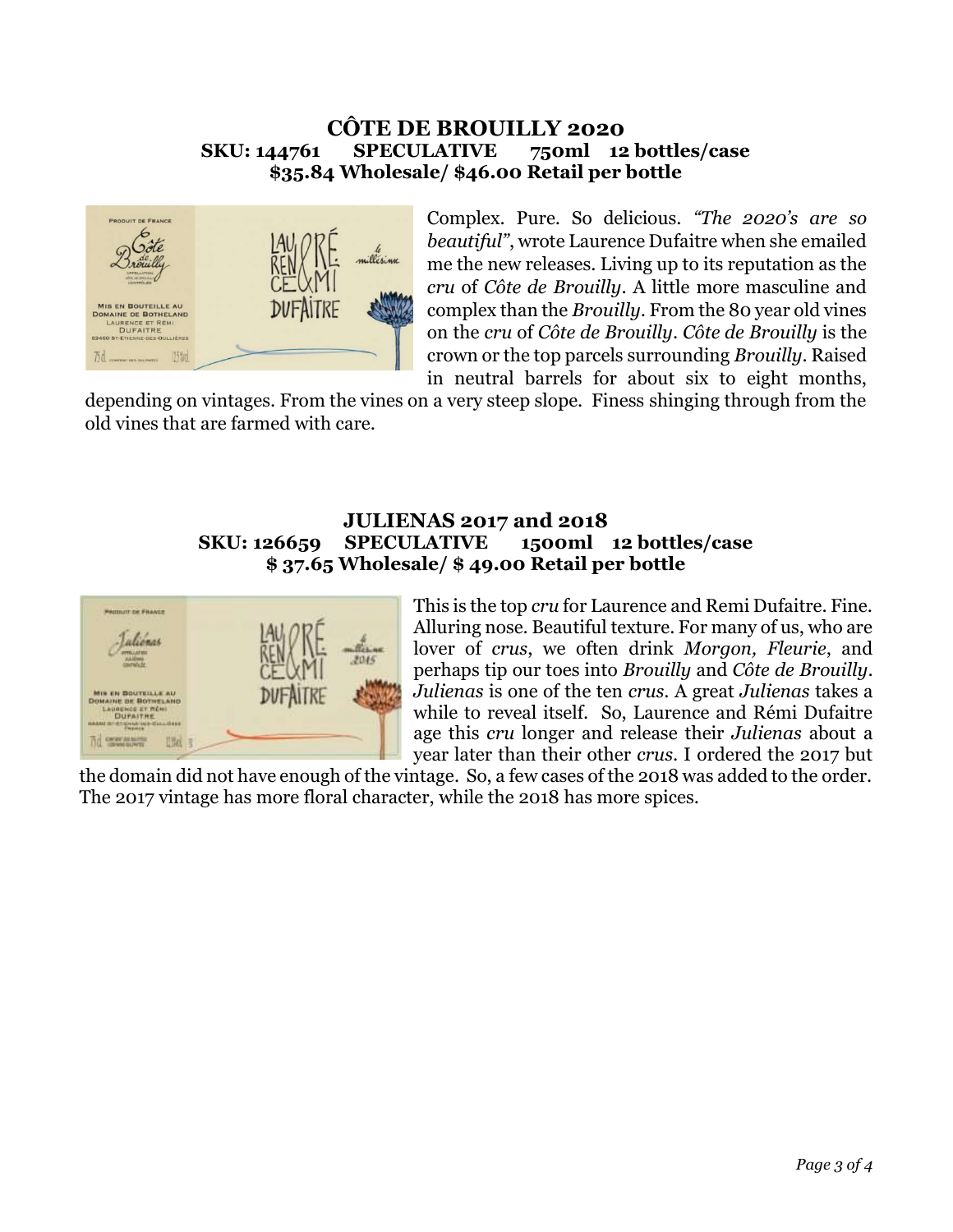## CÔTE DE BROUILLY 2020

**SKU: 144761 SPECULATIVE 750ml 12 bottles/case**
**$35.84 Wholesale/ $46.00 Retail per bottle**

Complex. Pure. So delicious. *"The 2020's are so beautiful"*, wrote Laurence Dufaitre when she emailed me the new releases. Living up to its reputation as the *cru* of *Côte de Brouilly*. A little more masculine and complex than the *Brouilly*. From the 80 year old vines on the *cru* of *Côte de Brouilly*. *Côte de Brouilly* is the crown or the top parcels surrounding *Brouilly*. Raised in neutral barrels for about six to eight months, depending on vintages. From the vines on a very steep slope. Finess shinging through from the old vines that are farmed with care.

## JULIENAS 2017 and 2018

**SKU: 126659 SPECULATIVE 1500ml 12 bottles/case**
**$ 37.65 Wholesale/ $ 49.00 Retail per bottle**

This is the top *cru* for Laurence and Remi Dufaitre. Fine. Alluring nose. Beautiful texture. For many of us, who are lover of *crus*, we often drink *Morgon, Fleurie*, and perhaps tip our toes into *Brouilly* and *Côte de Brouilly*. *Julienas* is one of the ten *crus*. A great *Julienas* takes a while to reveal itself. So, Laurence and Rémi Dufaitre age this *cru* longer and release their *Julienas* about a year later than their other *crus*. I ordered the 2017 but the domain did not have enough of the vintage. So, a few cases of the 2018 was added to the order. The 2017 vintage has more floral character, while the 2018 has more spices.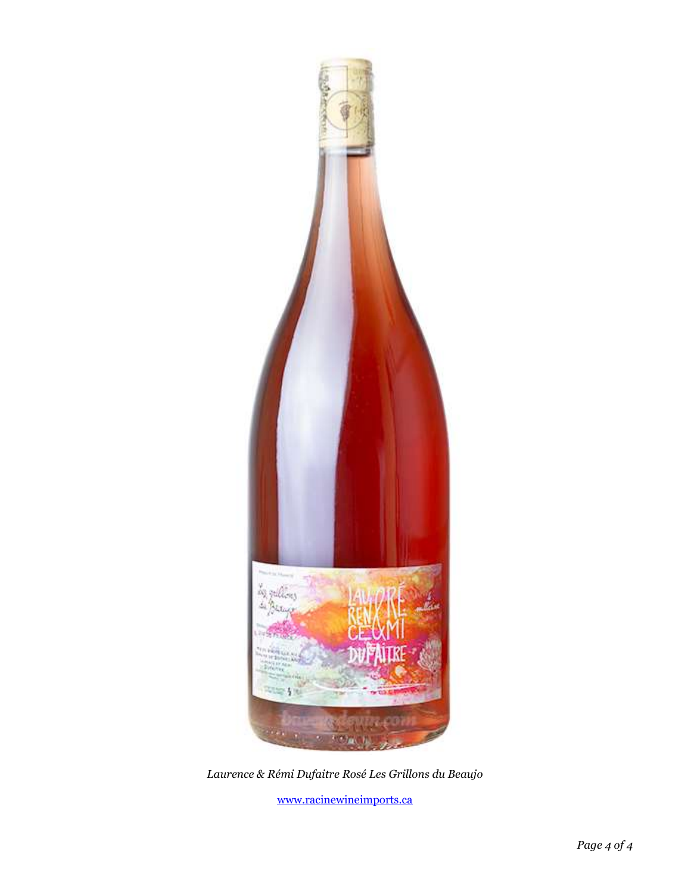*Laurence & Rémi Dufaitre Rosé Les Grillons du Beaujo*

[www.racinewineimports.ca](http://www.racinewineimports.ca)